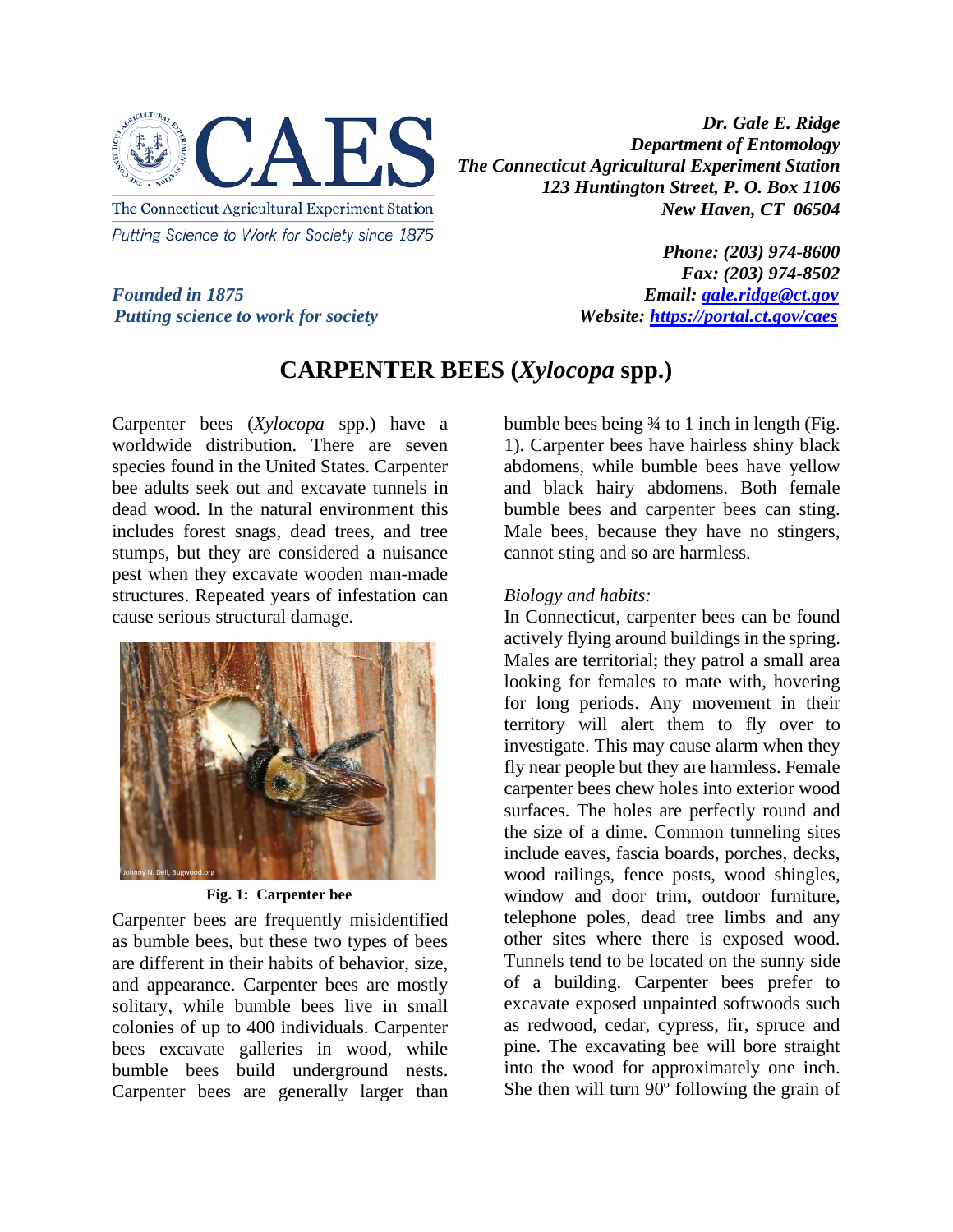The Connecticut Agricultural Experiment Station

Putting Science to Work for Society since 1875

*Founded in 1875*
*Putting science to work for society*

***Dr. Gale E. Ridge***
***Department of Entomology***
***The Connecticut Agricultural Experiment Station***
***123 Huntington Street, P. O. Box 1106***
***New Haven, CT 06504***

***Phone: (203) 974-8600***
***Fax: (203) 974-8502***
***Email: [gale.ridge@ct.gov](mailto:gale.ridge@ct.gov)***
***Website: [https://portal.ct.gov/caes](https://portal.ct.gov/caes)***

# CARPENTER BEES (*Xylocopa* spp.)

Carpenter bees (*Xylocopa* spp.) have a worldwide distribution. There are seven species found in the United States. Carpenter bee adults seek out and excavate tunnels in dead wood. In the natural environment this includes forest snags, dead trees, and tree stumps, but they are considered a nuisance pest when they excavate wooden man-made structures. Repeated years of infestation can cause serious structural damage.

Johnny N. Dell, Bugwood.org

**Fig. 1: Carpenter bee**

Carpenter bees are frequently misidentified as bumble bees, but these two types of bees are different in their habits of behavior, size, and appearance. Carpenter bees are mostly solitary, while bumble bees live in small colonies of up to 400 individuals. Carpenter bees excavate galleries in wood, while bumble bees build underground nests. Carpenter bees are generally larger than bumble bees being ¾ to 1 inch in length (Fig. 1). Carpenter bees have hairless shiny black abdomens, while bumble bees have yellow and black hairy abdomens. Both female bumble bees and carpenter bees can sting. Male bees, because they have no stingers, cannot sting and so are harmless.

*Biology and habits:*

In Connecticut, carpenter bees can be found actively flying around buildings in the spring. Males are territorial; they patrol a small area looking for females to mate with, hovering for long periods. Any movement in their territory will alert them to fly over to investigate. This may cause alarm when they fly near people but they are harmless. Female carpenter bees chew holes into exterior wood surfaces. The holes are perfectly round and the size of a dime. Common tunneling sites include eaves, fascia boards, porches, decks, wood railings, fence posts, wood shingles, window and door trim, outdoor furniture, telephone poles, dead tree limbs and any other sites where there is exposed wood. Tunnels tend to be located on the sunny side of a building. Carpenter bees prefer to excavate exposed unpainted softwoods such as redwood, cedar, cypress, fir, spruce and pine. The excavating bee will bore straight into the wood for approximately one inch. She then will turn 90º following the grain of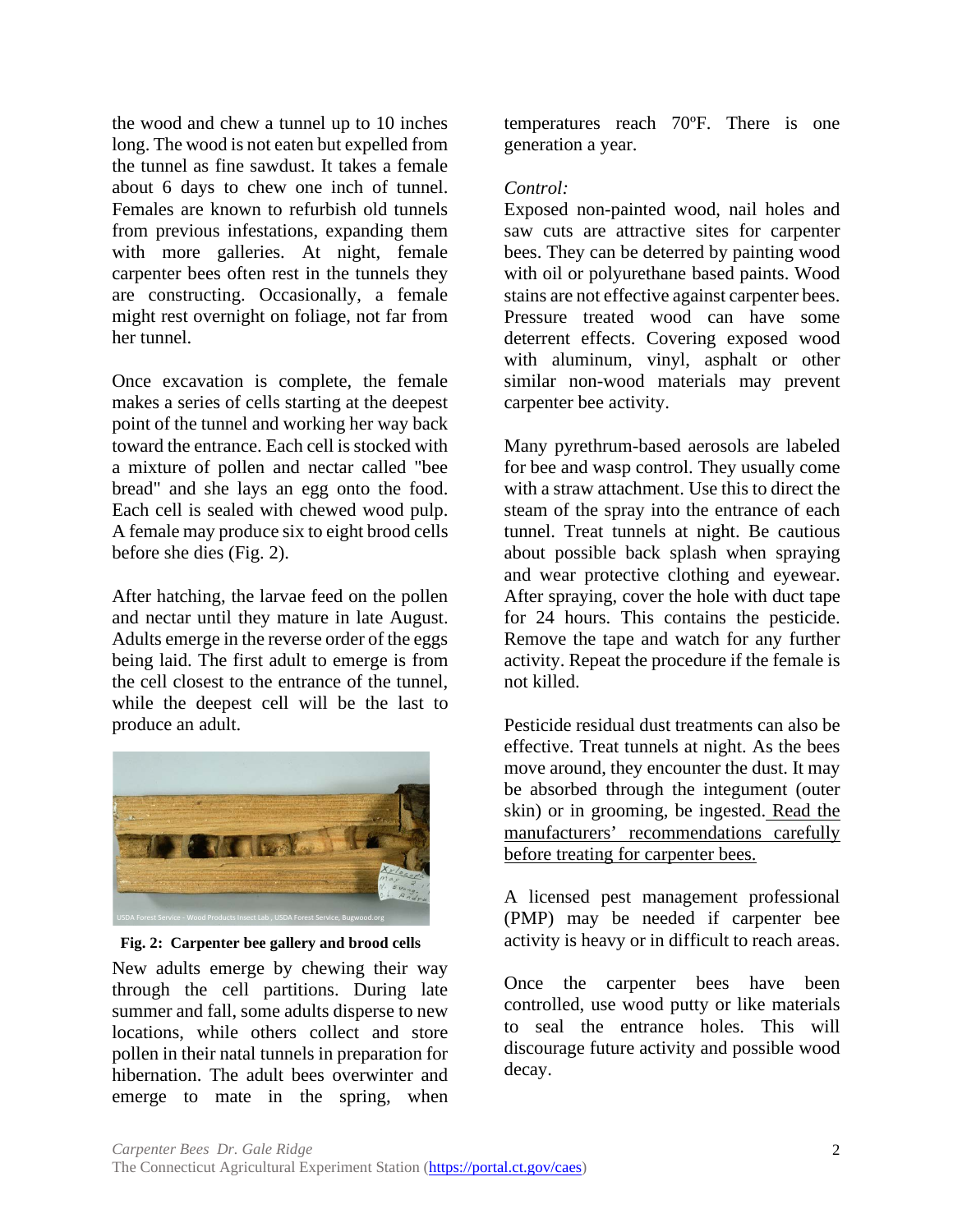the wood and chew a tunnel up to 10 inches long. The wood is not eaten but expelled from the tunnel as fine sawdust. It takes a female about 6 days to chew one inch of tunnel. Females are known to refurbish old tunnels from previous infestations, expanding them with more galleries. At night, female carpenter bees often rest in the tunnels they are constructing. Occasionally, a female might rest overnight on foliage, not far from her tunnel.

Once excavation is complete, the female makes a series of cells starting at the deepest point of the tunnel and working her way back toward the entrance. Each cell is stocked with a mixture of pollen and nectar called "bee bread" and she lays an egg onto the food. Each cell is sealed with chewed wood pulp. A female may produce six to eight brood cells before she dies (Fig. 2).

After hatching, the larvae feed on the pollen and nectar until they mature in late August. Adults emerge in the reverse order of the eggs being laid. The first adult to emerge is from the cell closest to the entrance of the tunnel, while the deepest cell will be the last to produce an adult.

**Fig. 2: Carpenter bee gallery and brood cells**

New adults emerge by chewing their way through the cell partitions. During late summer and fall, some adults disperse to new locations, while others collect and store pollen in their natal tunnels in preparation for hibernation. The adult bees overwinter and emerge to mate in the spring, when temperatures reach 70ºF. There is one generation a year.

*Control:*

Exposed non-painted wood, nail holes and saw cuts are attractive sites for carpenter bees. They can be deterred by painting wood with oil or polyurethane based paints. Wood stains are not effective against carpenter bees. Pressure treated wood can have some deterrent effects. Covering exposed wood with aluminum, vinyl, asphalt or other similar non-wood materials may prevent carpenter bee activity.

Many pyrethrum-based aerosols are labeled for bee and wasp control. They usually come with a straw attachment. Use this to direct the steam of the spray into the entrance of each tunnel. Treat tunnels at night. Be cautious about possible back splash when spraying and wear protective clothing and eyewear. After spraying, cover the hole with duct tape for 24 hours. This contains the pesticide. Remove the tape and watch for any further activity. Repeat the procedure if the female is not killed.

Pesticide residual dust treatments can also be effective. Treat tunnels at night. As the bees move around, they encounter the dust. It may be absorbed through the integument (outer skin) or in grooming, be ingested. <u>Read the manufacturers' recommendations carefully before treating for carpenter bees.</u>

A licensed pest management professional (PMP) may be needed if carpenter bee activity is heavy or in difficult to reach areas.

Once the carpenter bees have been controlled, use wood putty or like materials to seal the entrance holes. This will discourage future activity and possible wood decay.

*Carpenter Bees Dr. Gale Ridge*
The Connecticut Agricultural Experiment Station (https://portal.ct.gov/caes)